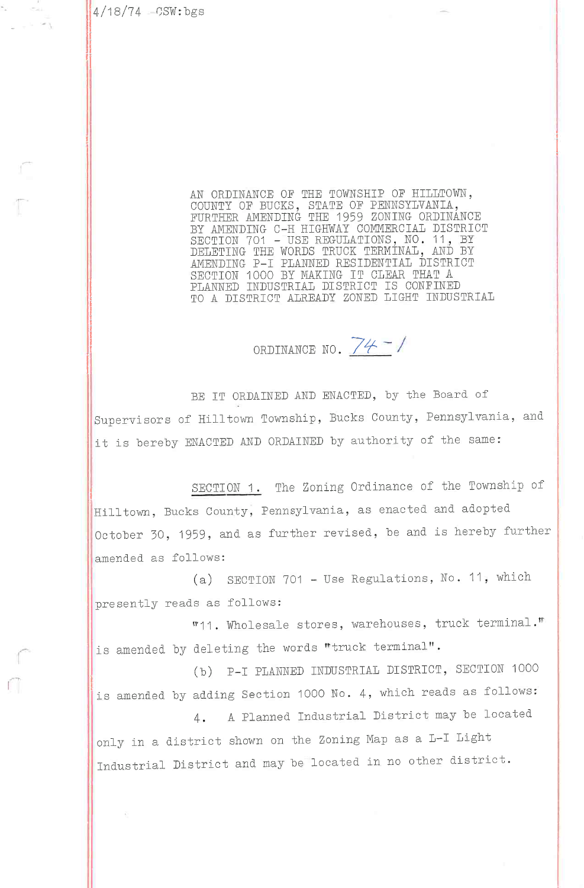4/18/74 CSW:bgs

AN ORDINANCE OF THE TOWNSHIP OF HILLTOWN, COUNTY OF BUCKS, STATE OF PENNSYLVANIA, FURTHER AMENDING THE 1959 ZONING ORDINANCE BY AMENDING C-H HIGHWAY COMMERCIAL DISTRICT SECTION 701 - USE REGULATIONS, NO. 11, BY DELETING THE WORDS TRUCK TERMINAL, AND BY AMENDING P-I PLANNED RESIDENTIAL DISTRICT SECTION 1000 BY MAKING IT CLEAR THAT A PLANNED INDUSTRIAL DISTRICT IS CONFINED TO A DISTRICT ALREADY ZONED LIGHT INDUSTRIAL

ORDINANCE NO. 74-1

BE IT ORDAINED AND ENACTED, by the Board of Supervisors of Hilltown Township, Bucks County, Pennsylvania, and it is bereby ENACTED AND ORDAINED by authority of the same:

SECTION 1. The Zoning Ordinance of the Township of Hilltown, Bucks County, Pennsylvania, as enacted and adopted October 30, 1959, and as further revised, be and is hereby further amended as follows:

(a) SECTION 701 - Use Regulations, No. 11, which presently reads as follows:

"11. Wholesale stores, warehouses, truck terminal."

is amended by deleting the words "truck terminal".

(b) P-I PLANNED INDUSTRIAL DISTRICT, SECTION 1000 is amended by adding Section 1000 No. 4, which reads as follows:

4. A Planned Industrial District may be located only in a district shown on the Zoning Map as a L-I Light Industrial District and may be located in no other district.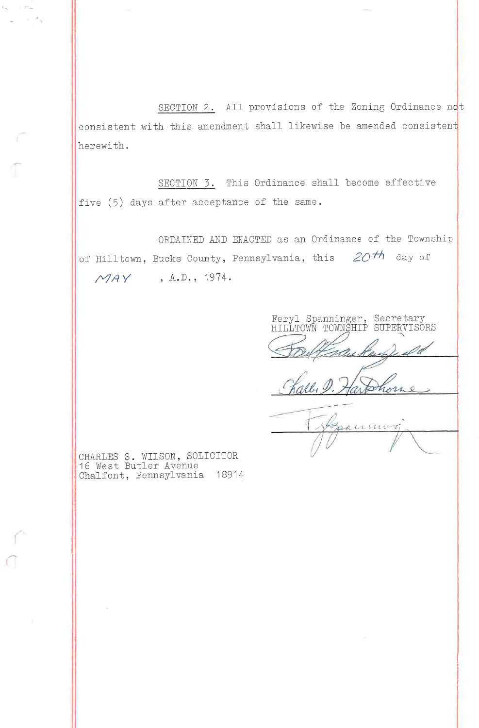<u>SECTION 2.</u> All provisions of the Zoning Ordinance not consistent with this amendment shall likewise be amended consistent herewith.

<u>SECTION 3.</u> This Ordinance shall become effective five (5) days after acceptance of the same.

ORDAINED AND ENACTED as an Ordinance of the Township of Hilltown, Bucks County, Pennsylvania, this 20th day of MAY, A.D., 1974.

Feryl Spanninger, Secretary
HILLTOWN TOWNSHIP SUPERVISORS

_______________________

_______________________

_______________________

CHARLES S. WILSON, SOLICITOR
16 West Butler Avenue
Chalfont, Pennsylvania 18914